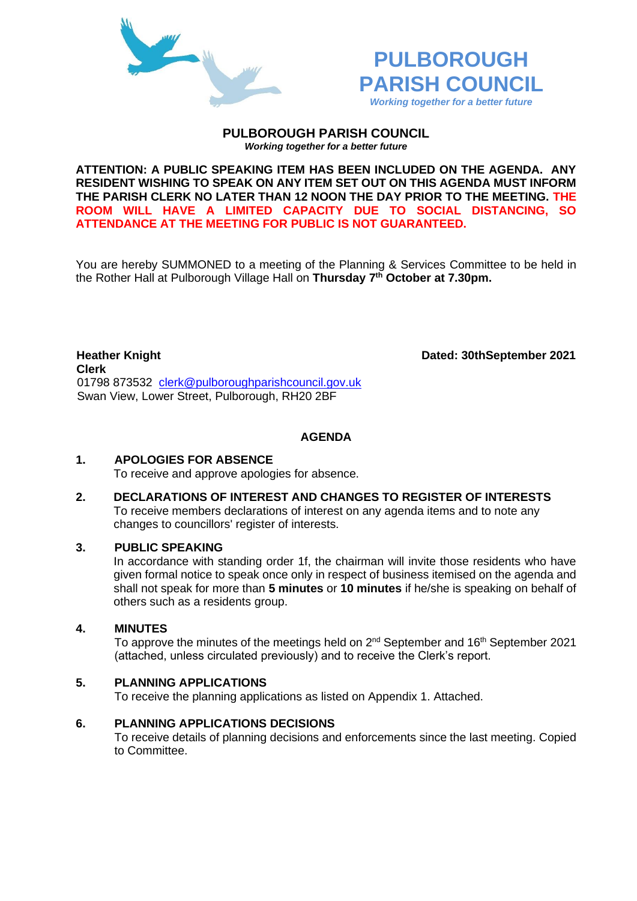# PULBOROUGH PARISH COUNCIL

*Working together for a better future*

## PULBOROUGH PARISH COUNCIL

*Working together for a better future*

**ATTENTION: A PUBLIC SPEAKING ITEM HAS BEEN INCLUDED ON THE AGENDA. ANY RESIDENT WISHING TO SPEAK ON ANY ITEM SET OUT ON THIS AGENDA MUST INFORM THE PARISH CLERK NO LATER THAN 12 NOON THE DAY PRIOR TO THE MEETING. THE ROOM WILL HAVE A LIMITED CAPACITY DUE TO SOCIAL DISTANCING, SO ATTENDANCE AT THE MEETING FOR PUBLIC IS NOT GUARANTEED.**

You are hereby SUMMONED to a meeting of the Planning & Services Committee to be held in the Rother Hall at Pulborough Village Hall on **Thursday 7th October at 7.30pm.**

**Heather Knight**
**Clerk**
01798 873532 clerk@pulboroughparishcouncil.gov.uk
Swan View, Lower Street, Pulborough, RH20 2BF

**Dated: 30thSeptember 2021**

## AGENDA

**1. APOLOGIES FOR ABSENCE**
To receive and approve apologies for absence.

**2. DECLARATIONS OF INTEREST AND CHANGES TO REGISTER OF INTERESTS**
To receive members declarations of interest on any agenda items and to note any changes to councillors' register of interests.

**3. PUBLIC SPEAKING**
In accordance with standing order 1f, the chairman will invite those residents who have given formal notice to speak once only in respect of business itemised on the agenda and shall not speak for more than **5 minutes** or **10 minutes** if he/she is speaking on behalf of others such as a residents group.

**4. MINUTES**
To approve the minutes of the meetings held on 2nd September and 16th September 2021 (attached, unless circulated previously) and to receive the Clerk's report.

**5. PLANNING APPLICATIONS**
To receive the planning applications as listed on Appendix 1. Attached.

**6. PLANNING APPLICATIONS DECISIONS**
To receive details of planning decisions and enforcements since the last meeting. Copied to Committee.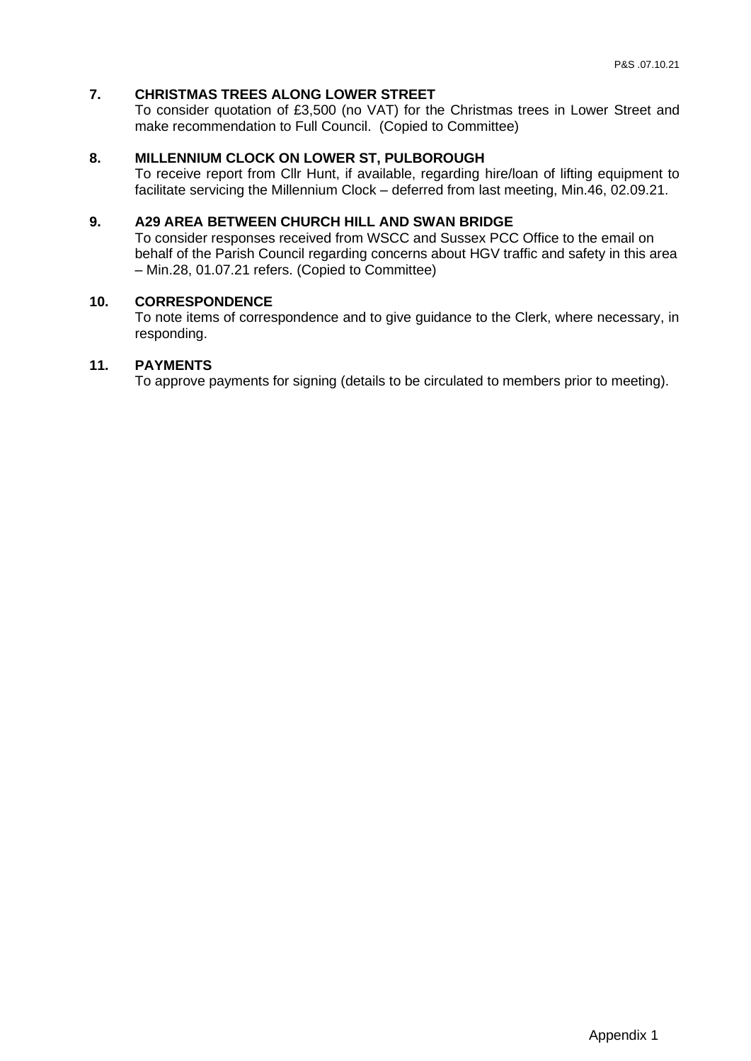**7. CHRISTMAS TREES ALONG LOWER STREET**

To consider quotation of £3,500 (no VAT) for the Christmas trees in Lower Street and make recommendation to Full Council. (Copied to Committee)

**8. MILLENNIUM CLOCK ON LOWER ST, PULBOROUGH**

To receive report from Cllr Hunt, if available, regarding hire/loan of lifting equipment to facilitate servicing the Millennium Clock – deferred from last meeting, Min.46, 02.09.21.

**9. A29 AREA BETWEEN CHURCH HILL AND SWAN BRIDGE**

To consider responses received from WSCC and Sussex PCC Office to the email on behalf of the Parish Council regarding concerns about HGV traffic and safety in this area – Min.28, 01.07.21 refers. (Copied to Committee)

**10. CORRESPONDENCE**

To note items of correspondence and to give guidance to the Clerk, where necessary, in responding.

**11. PAYMENTS**

To approve payments for signing (details to be circulated to members prior to meeting).

Appendix 1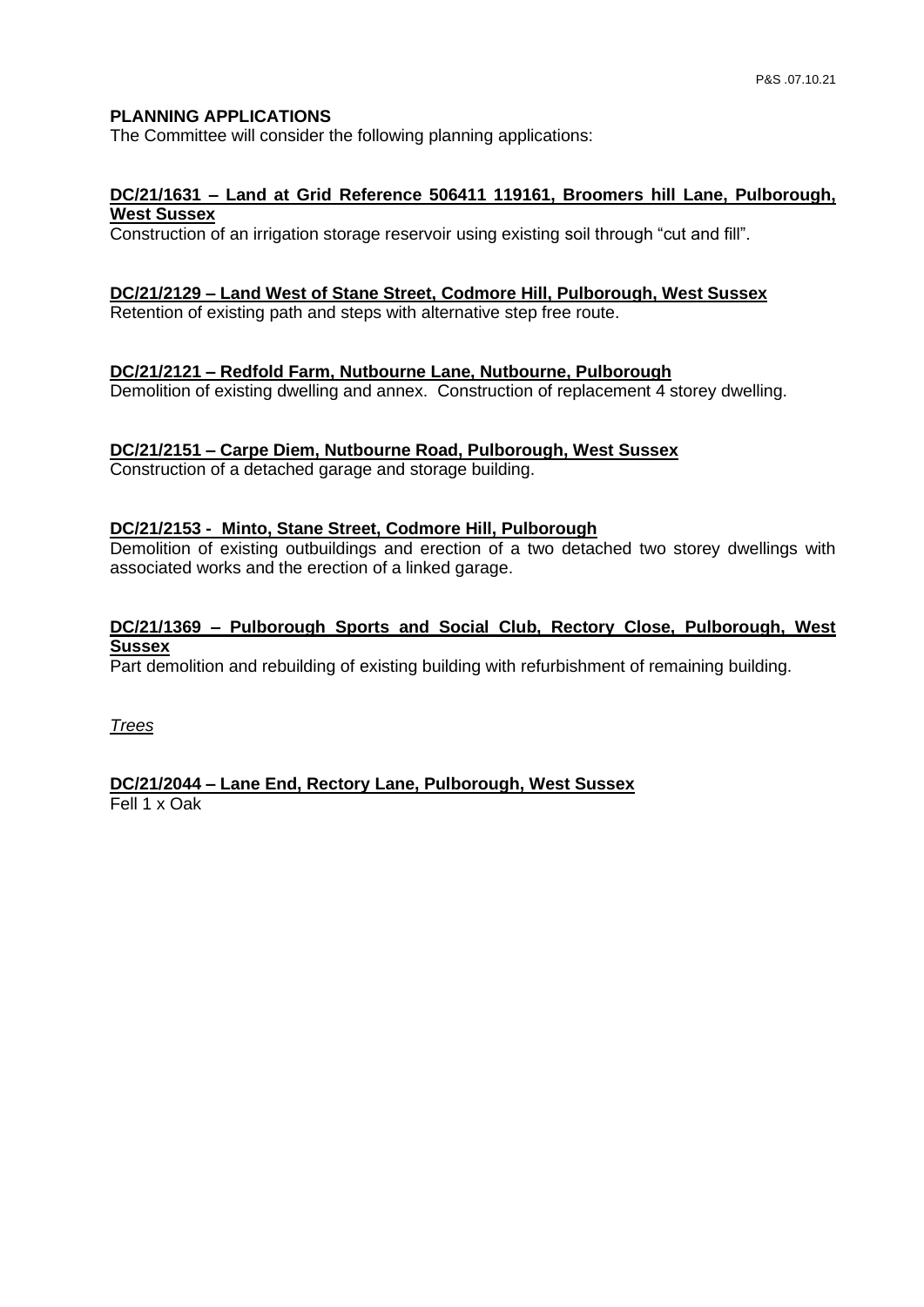## PLANNING APPLICATIONS

The Committee will consider the following planning applications:

**DC/21/1631 – Land at Grid Reference 506411 119161, Broomers hill Lane, Pulborough, West Sussex**

Construction of an irrigation storage reservoir using existing soil through “cut and fill”.

**DC/21/2129 – Land West of Stane Street, Codmore Hill, Pulborough, West Sussex**

Retention of existing path and steps with alternative step free route.

**DC/21/2121 – Redfold Farm, Nutbourne Lane, Nutbourne, Pulborough**

Demolition of existing dwelling and annex. Construction of replacement 4 storey dwelling.

**DC/21/2151 – Carpe Diem, Nutbourne Road, Pulborough, West Sussex**

Construction of a detached garage and storage building.

**DC/21/2153 - Minto, Stane Street, Codmore Hill, Pulborough**

Demolition of existing outbuildings and erection of a two detached two storey dwellings with associated works and the erection of a linked garage.

**DC/21/1369 – Pulborough Sports and Social Club, Rectory Close, Pulborough, West Sussex**

Part demolition and rebuilding of existing building with refurbishment of remaining building.

*Trees*

**DC/21/2044 – Lane End, Rectory Lane, Pulborough, West Sussex**

Fell 1 x Oak